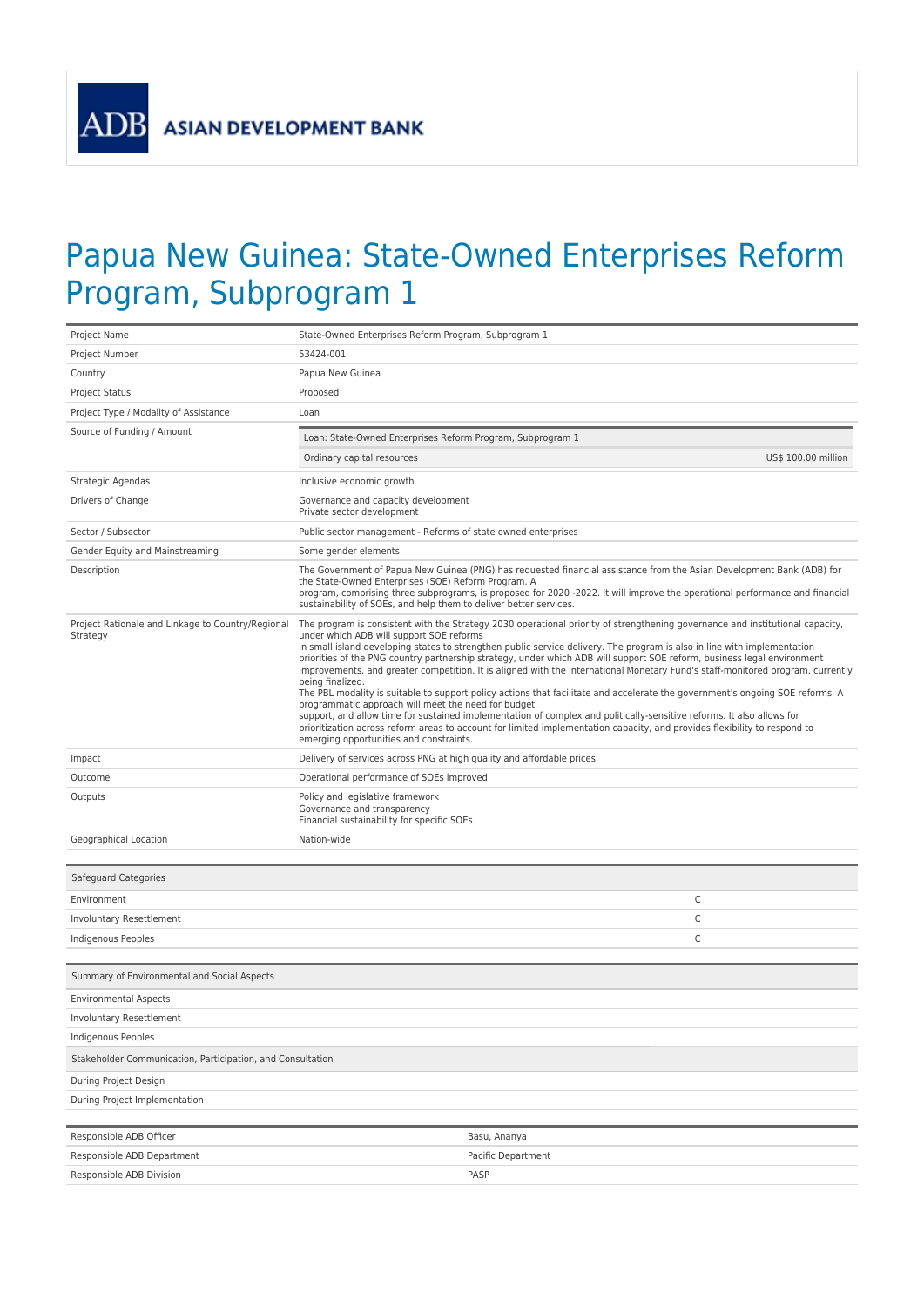ADB ASIAN DEVELOPMENT BANK

# Papua New Guinea: State-Owned Enterprises Reform Program, Subprogram 1

| | |
|---|---|
| Project Name | State-Owned Enterprises Reform Program, Subprogram 1 |
| Project Number | 53424-001 |
| Country | Papua New Guinea |
| Project Status | Proposed |
| Project Type / Modality of Assistance | Loan |
| Source of Funding / Amount | Loan: State-Owned Enterprises Reform Program, Subprogram 1<br>Ordinary capital resources — US$ 100.00 million |
| Strategic Agendas | Inclusive economic growth |
| Drivers of Change | Governance and capacity development<br>Private sector development |
| Sector / Subsector | Public sector management - Reforms of state owned enterprises |
| Gender Equity and Mainstreaming | Some gender elements |
| Description | The Government of Papua New Guinea (PNG) has requested financial assistance from the Asian Development Bank (ADB) for the State-Owned Enterprises (SOE) Reform Program. A program, comprising three subprograms, is proposed for 2020 -2022. It will improve the operational performance and financial sustainability of SOEs, and help them to deliver better services. |
| Project Rationale and Linkage to Country/Regional Strategy | The program is consistent with the Strategy 2030 operational priority of strengthening governance and institutional capacity, under which ADB will support SOE reforms in small island developing states to strengthen public service delivery. The program is also in line with implementation priorities of the PNG country partnership strategy, under which ADB will support SOE reform, business legal environment improvements, and greater competition. It is aligned with the International Monetary Fund's staff-monitored program, currently being finalized.<br>The PBL modality is suitable to support policy actions that facilitate and accelerate the government's ongoing SOE reforms. A programmatic approach will meet the need for budget support, and allow time for sustained implementation of complex and politically-sensitive reforms. It also allows for prioritization across reform areas to account for limited implementation capacity, and provides flexibility to respond to emerging opportunities and constraints. |
| Impact | Delivery of services across PNG at high quality and affordable prices |
| Outcome | Operational performance of SOEs improved |
| Outputs | Policy and legislative framework<br>Governance and transparency<br>Financial sustainability for specific SOEs |
| Geographical Location | Nation-wide |

| Safeguard Categories | |
|---|---|
| Environment | C |
| Involuntary Resettlement | C |
| Indigenous Peoples | C |

| Summary of Environmental and Social Aspects |
|---|
| Environmental Aspects |
| Involuntary Resettlement |
| Indigenous Peoples |
| **Stakeholder Communication, Participation, and Consultation** |
| During Project Design |
| During Project Implementation |

| | |
|---|---|
| Responsible ADB Officer | Basu, Ananya |
| Responsible ADB Department | Pacific Department |
| Responsible ADB Division | PASP |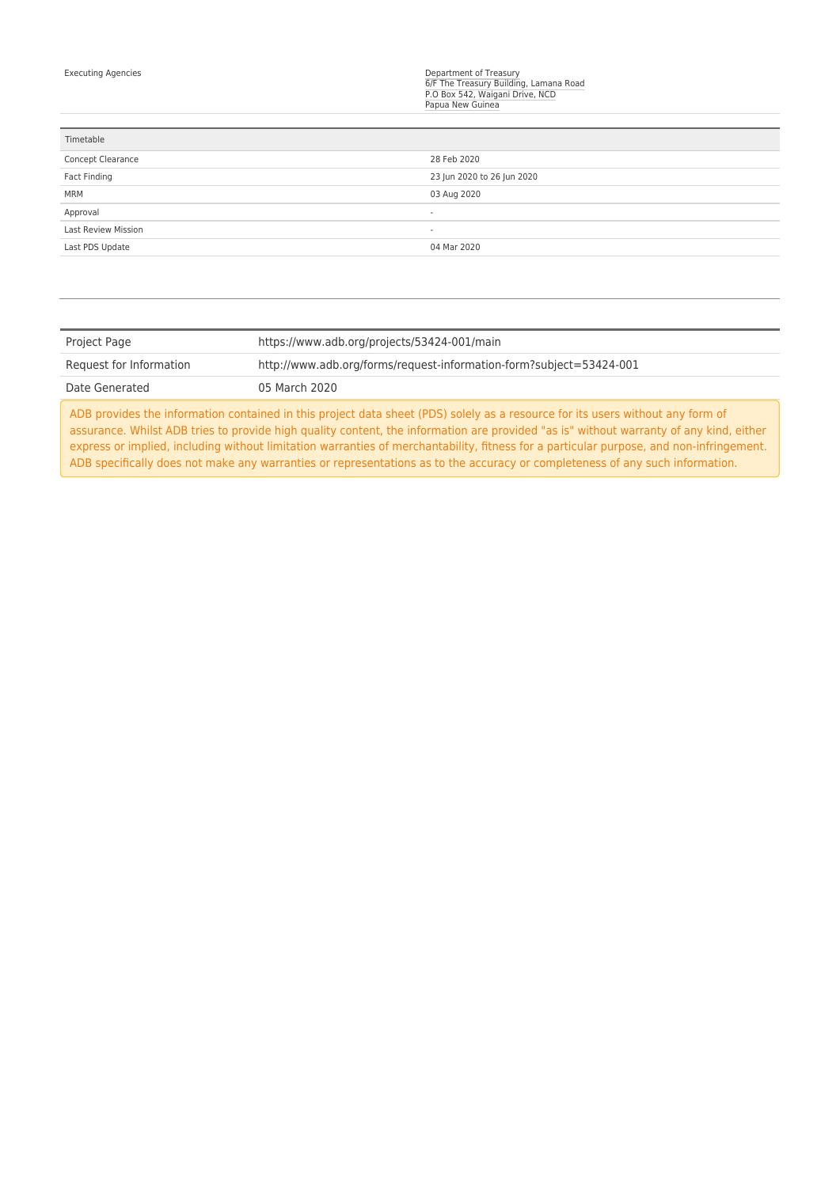| | |
|---|---|
| Executing Agencies | Department of Treasury<br>6/F The Treasury Building, Lamana Road<br>P.O Box 542, Waigani Drive, NCD<br>Papua New Guinea |

| Timetable | |
|---|---|
| Concept Clearance | 28 Feb 2020 |
| Fact Finding | 23 Jun 2020 to 26 Jun 2020 |
| MRM | 03 Aug 2020 |
| Approval | - |
| Last Review Mission | - |
| Last PDS Update | 04 Mar 2020 |

| | |
|---|---|
| Project Page | https://www.adb.org/projects/53424-001/main |
| Request for Information | http://www.adb.org/forms/request-information-form?subject=53424-001 |
| Date Generated | 05 March 2020 |

ADB provides the information contained in this project data sheet (PDS) solely as a resource for its users without any form of assurance. Whilst ADB tries to provide high quality content, the information are provided "as is" without warranty of any kind, either express or implied, including without limitation warranties of merchantability, fitness for a particular purpose, and non-infringement. ADB specifically does not make any warranties or representations as to the accuracy or completeness of any such information.